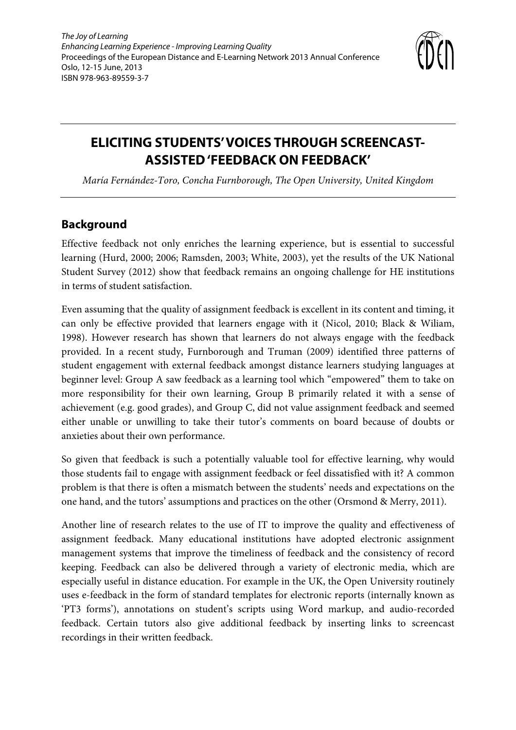*The Joy of Learning*
*Enhancing Learning Experience - Improving Learning Quality*
Proceedings of the European Distance and E-Learning Network 2013 Annual Conference
Oslo, 12-15 June, 2013
ISBN 978-963-89559-3-7

# ELICITING STUDENTS' VOICES THROUGH SCREENCAST-ASSISTED 'FEEDBACK ON FEEDBACK'

*María Fernández-Toro, Concha Furnborough, The Open University, United Kingdom*

## Background

Effective feedback not only enriches the learning experience, but is essential to successful learning (Hurd, 2000; 2006; Ramsden, 2003; White, 2003), yet the results of the UK National Student Survey (2012) show that feedback remains an ongoing challenge for HE institutions in terms of student satisfaction.

Even assuming that the quality of assignment feedback is excellent in its content and timing, it can only be effective provided that learners engage with it (Nicol, 2010; Black & Wiliam, 1998). However research has shown that learners do not always engage with the feedback provided. In a recent study, Furnborough and Truman (2009) identified three patterns of student engagement with external feedback amongst distance learners studying languages at beginner level: Group A saw feedback as a learning tool which "empowered" them to take on more responsibility for their own learning, Group B primarily related it with a sense of achievement (e.g. good grades), and Group C, did not value assignment feedback and seemed either unable or unwilling to take their tutor's comments on board because of doubts or anxieties about their own performance.

So given that feedback is such a potentially valuable tool for effective learning, why would those students fail to engage with assignment feedback or feel dissatisfied with it? A common problem is that there is often a mismatch between the students' needs and expectations on the one hand, and the tutors' assumptions and practices on the other (Orsmond & Merry, 2011).

Another line of research relates to the use of IT to improve the quality and effectiveness of assignment feedback. Many educational institutions have adopted electronic assignment management systems that improve the timeliness of feedback and the consistency of record keeping. Feedback can also be delivered through a variety of electronic media, which are especially useful in distance education. For example in the UK, the Open University routinely uses e-feedback in the form of standard templates for electronic reports (internally known as 'PT3 forms'), annotations on student's scripts using Word markup, and audio-recorded feedback. Certain tutors also give additional feedback by inserting links to screencast recordings in their written feedback.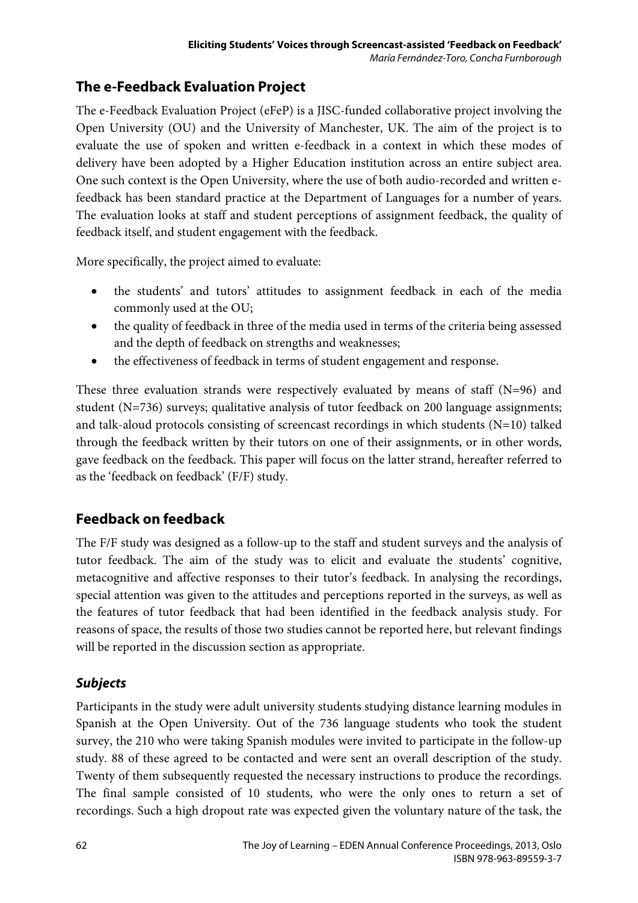## The e-Feedback Evaluation Project

The e-Feedback Evaluation Project (eFeP) is a JISC-funded collaborative project involving the Open University (OU) and the University of Manchester, UK. The aim of the project is to evaluate the use of spoken and written e-feedback in a context in which these modes of delivery have been adopted by a Higher Education institution across an entire subject area. One such context is the Open University, where the use of both audio-recorded and written e-feedback has been standard practice at the Department of Languages for a number of years. The evaluation looks at staff and student perceptions of assignment feedback, the quality of feedback itself, and student engagement with the feedback.

More specifically, the project aimed to evaluate:

- the students' and tutors' attitudes to assignment feedback in each of the media commonly used at the OU;
- the quality of feedback in three of the media used in terms of the criteria being assessed and the depth of feedback on strengths and weaknesses;
- the effectiveness of feedback in terms of student engagement and response.

These three evaluation strands were respectively evaluated by means of staff (N=96) and student (N=736) surveys; qualitative analysis of tutor feedback on 200 language assignments; and talk-aloud protocols consisting of screencast recordings in which students (N=10) talked through the feedback written by their tutors on one of their assignments, or in other words, gave feedback on the feedback. This paper will focus on the latter strand, hereafter referred to as the 'feedback on feedback' (F/F) study.

## Feedback on feedback

The F/F study was designed as a follow-up to the staff and student surveys and the analysis of tutor feedback. The aim of the study was to elicit and evaluate the students' cognitive, metacognitive and affective responses to their tutor's feedback. In analysing the recordings, special attention was given to the attitudes and perceptions reported in the surveys, as well as the features of tutor feedback that had been identified in the feedback analysis study. For reasons of space, the results of those two studies cannot be reported here, but relevant findings will be reported in the discussion section as appropriate.

### *Subjects*

Participants in the study were adult university students studying distance learning modules in Spanish at the Open University. Out of the 736 language students who took the student survey, the 210 who were taking Spanish modules were invited to participate in the follow-up study. 88 of these agreed to be contacted and were sent an overall description of the study. Twenty of them subsequently requested the necessary instructions to produce the recordings. The final sample consisted of 10 students, who were the only ones to return a set of recordings. Such a high dropout rate was expected given the voluntary nature of the task, the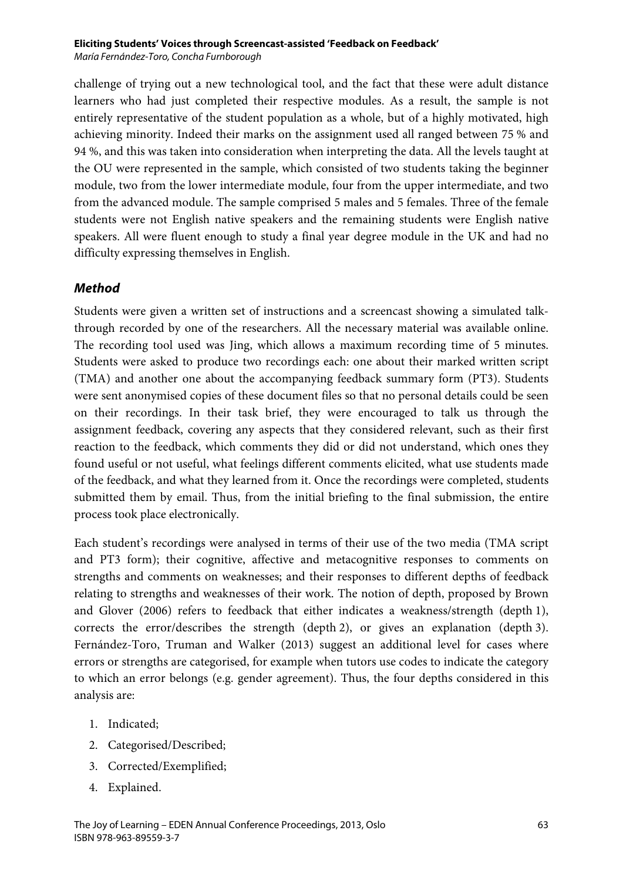challenge of trying out a new technological tool, and the fact that these were adult distance learners who had just completed their respective modules. As a result, the sample is not entirely representative of the student population as a whole, but of a highly motivated, high achieving minority. Indeed their marks on the assignment used all ranged between 75 % and 94 %, and this was taken into consideration when interpreting the data. All the levels taught at the OU were represented in the sample, which consisted of two students taking the beginner module, two from the lower intermediate module, four from the upper intermediate, and two from the advanced module. The sample comprised 5 males and 5 females. Three of the female students were not English native speakers and the remaining students were English native speakers. All were fluent enough to study a final year degree module in the UK and had no difficulty expressing themselves in English.

## *Method*

Students were given a written set of instructions and a screencast showing a simulated talk-through recorded by one of the researchers. All the necessary material was available online. The recording tool used was Jing, which allows a maximum recording time of 5 minutes. Students were asked to produce two recordings each: one about their marked written script (TMA) and another one about the accompanying feedback summary form (PT3). Students were sent anonymised copies of these document files so that no personal details could be seen on their recordings. In their task brief, they were encouraged to talk us through the assignment feedback, covering any aspects that they considered relevant, such as their first reaction to the feedback, which comments they did or did not understand, which ones they found useful or not useful, what feelings different comments elicited, what use students made of the feedback, and what they learned from it. Once the recordings were completed, students submitted them by email. Thus, from the initial briefing to the final submission, the entire process took place electronically.

Each student's recordings were analysed in terms of their use of the two media (TMA script and PT3 form); their cognitive, affective and metacognitive responses to comments on strengths and comments on weaknesses; and their responses to different depths of feedback relating to strengths and weaknesses of their work. The notion of depth, proposed by Brown and Glover (2006) refers to feedback that either indicates a weakness/strength (depth 1), corrects the error/describes the strength (depth 2), or gives an explanation (depth 3). Fernández-Toro, Truman and Walker (2013) suggest an additional level for cases where errors or strengths are categorised, for example when tutors use codes to indicate the category to which an error belongs (e.g. gender agreement). Thus, the four depths considered in this analysis are:

1. Indicated;
2. Categorised/Described;
3. Corrected/Exemplified;
4. Explained.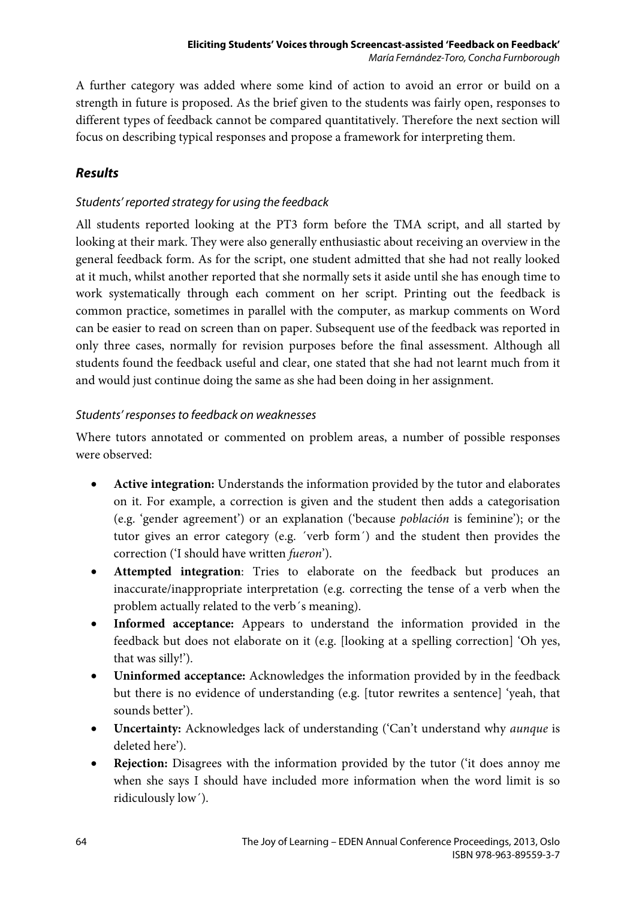A further category was added where some kind of action to avoid an error or build on a strength in future is proposed. As the brief given to the students was fairly open, responses to different types of feedback cannot be compared quantitatively. Therefore the next section will focus on describing typical responses and propose a framework for interpreting them.

## Results

### *Students' reported strategy for using the feedback*

All students reported looking at the PT3 form before the TMA script, and all started by looking at their mark. They were also generally enthusiastic about receiving an overview in the general feedback form. As for the script, one student admitted that she had not really looked at it much, whilst another reported that she normally sets it aside until she has enough time to work systematically through each comment on her script. Printing out the feedback is common practice, sometimes in parallel with the computer, as markup comments on Word can be easier to read on screen than on paper. Subsequent use of the feedback was reported in only three cases, normally for revision purposes before the final assessment. Although all students found the feedback useful and clear, one stated that she had not learnt much from it and would just continue doing the same as she had been doing in her assignment.

### *Students' responses to feedback on weaknesses*

Where tutors annotated or commented on problem areas, a number of possible responses were observed:

- **Active integration:** Understands the information provided by the tutor and elaborates on it. For example, a correction is given and the student then adds a categorisation (e.g. 'gender agreement') or an explanation ('because *población* is feminine'); or the tutor gives an error category (e.g. ´verb form´) and the student then provides the correction ('I should have written *fueron*').
- **Attempted integration**: Tries to elaborate on the feedback but produces an inaccurate/inappropriate interpretation (e.g. correcting the tense of a verb when the problem actually related to the verb´s meaning).
- **Informed acceptance:** Appears to understand the information provided in the feedback but does not elaborate on it (e.g. [looking at a spelling correction] 'Oh yes, that was silly!').
- **Uninformed acceptance:** Acknowledges the information provided by in the feedback but there is no evidence of understanding (e.g. [tutor rewrites a sentence] 'yeah, that sounds better').
- **Uncertainty:** Acknowledges lack of understanding ('Can't understand why *aunque* is deleted here').
- **Rejection:** Disagrees with the information provided by the tutor ('it does annoy me when she says I should have included more information when the word limit is so ridiculously low´).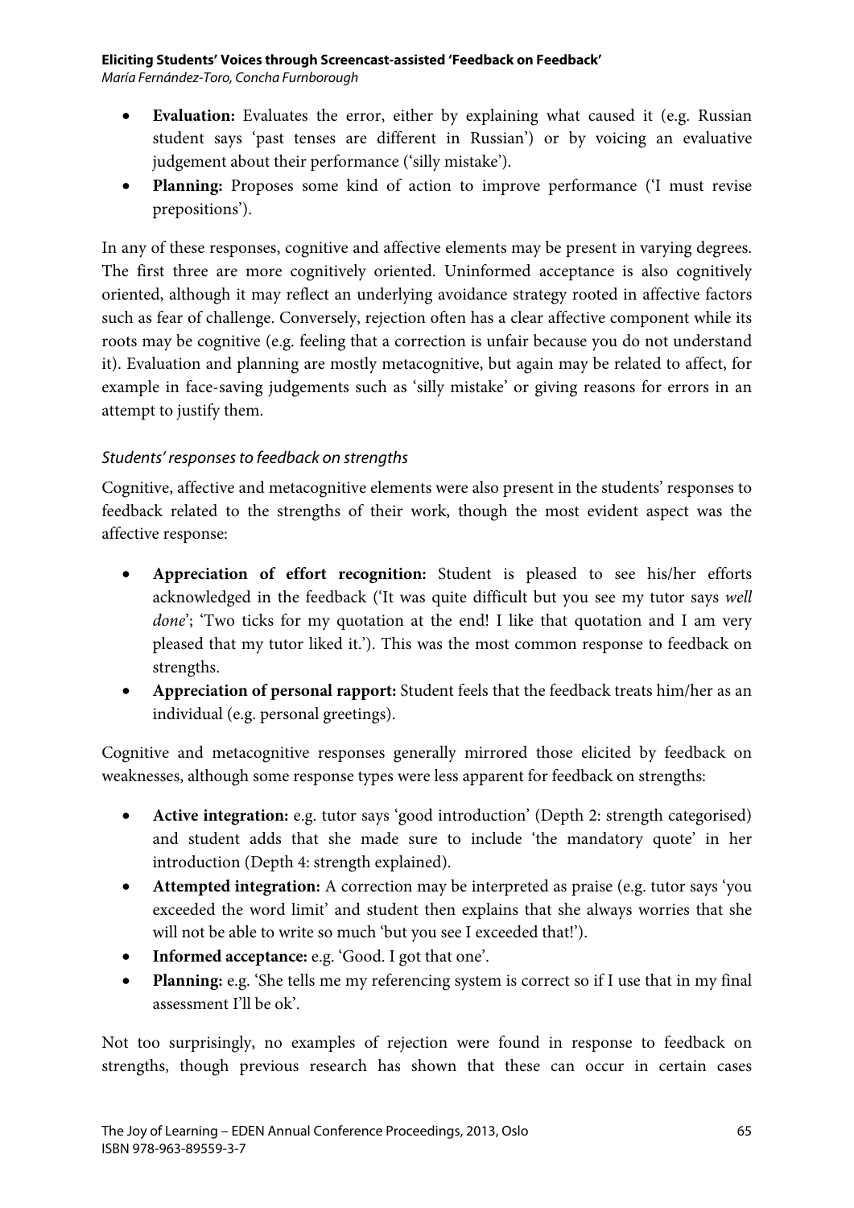- **Evaluation:** Evaluates the error, either by explaining what caused it (e.g. Russian student says 'past tenses are different in Russian') or by voicing an evaluative judgement about their performance ('silly mistake').
- **Planning:** Proposes some kind of action to improve performance ('I must revise prepositions').

In any of these responses, cognitive and affective elements may be present in varying degrees. The first three are more cognitively oriented. Uninformed acceptance is also cognitively oriented, although it may reflect an underlying avoidance strategy rooted in affective factors such as fear of challenge. Conversely, rejection often has a clear affective component while its roots may be cognitive (e.g. feeling that a correction is unfair because you do not understand it). Evaluation and planning are mostly metacognitive, but again may be related to affect, for example in face-saving judgements such as 'silly mistake' or giving reasons for errors in an attempt to justify them.

### *Students' responses to feedback on strengths*

Cognitive, affective and metacognitive elements were also present in the students' responses to feedback related to the strengths of their work, though the most evident aspect was the affective response:

- **Appreciation of effort recognition:** Student is pleased to see his/her efforts acknowledged in the feedback ('It was quite difficult but you see my tutor says *well done*'; 'Two ticks for my quotation at the end! I like that quotation and I am very pleased that my tutor liked it.'). This was the most common response to feedback on strengths.
- **Appreciation of personal rapport:** Student feels that the feedback treats him/her as an individual (e.g. personal greetings).

Cognitive and metacognitive responses generally mirrored those elicited by feedback on weaknesses, although some response types were less apparent for feedback on strengths:

- **Active integration:** e.g. tutor says 'good introduction' (Depth 2: strength categorised) and student adds that she made sure to include 'the mandatory quote' in her introduction (Depth 4: strength explained).
- **Attempted integration:** A correction may be interpreted as praise (e.g. tutor says 'you exceeded the word limit' and student then explains that she always worries that she will not be able to write so much 'but you see I exceeded that!').
- **Informed acceptance:** e.g. 'Good. I got that one'.
- **Planning:** e.g. 'She tells me my referencing system is correct so if I use that in my final assessment I'll be ok'.

Not too surprisingly, no examples of rejection were found in response to feedback on strengths, though previous research has shown that these can occur in certain cases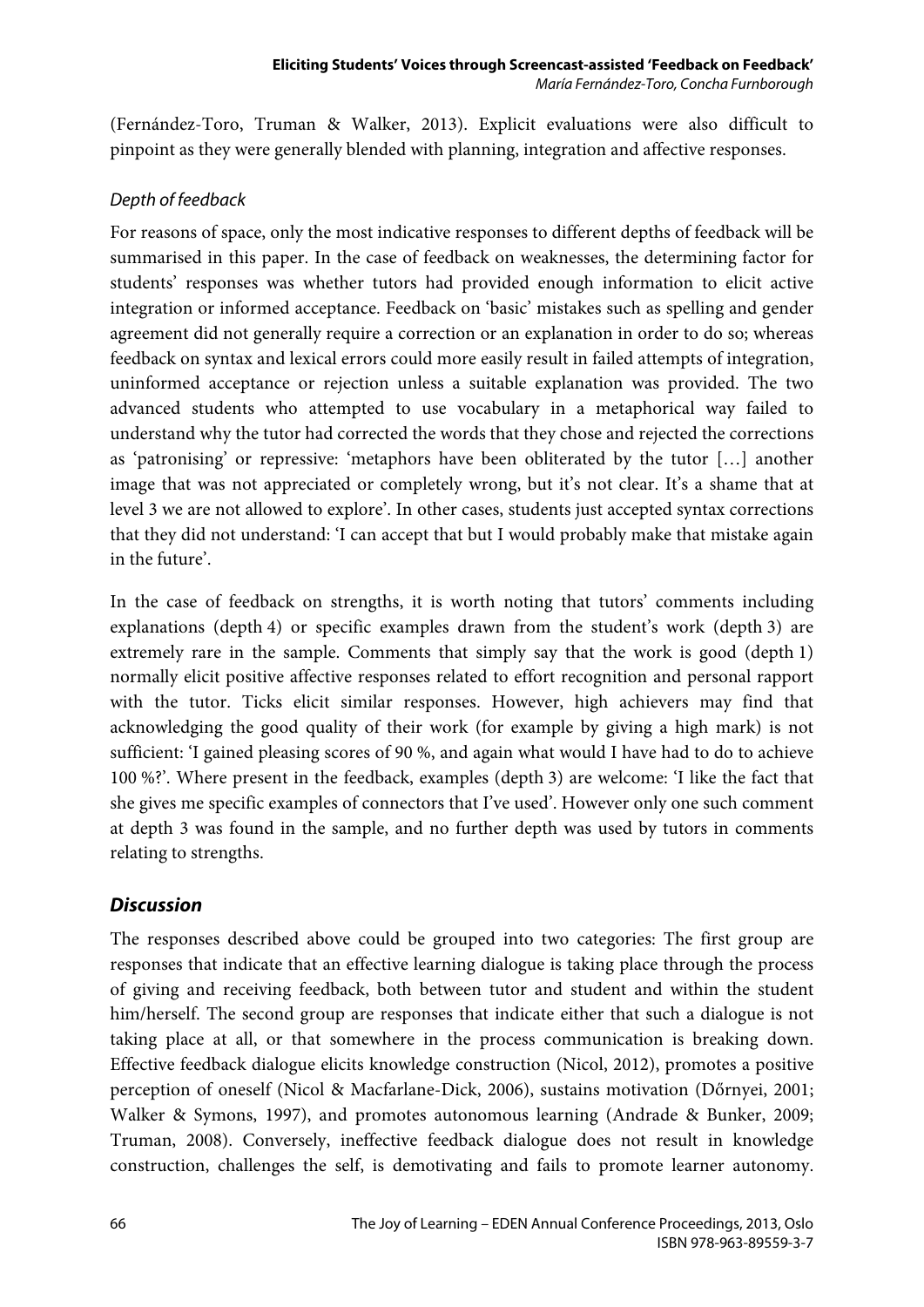(Fernández-Toro, Truman & Walker, 2013). Explicit evaluations were also difficult to pinpoint as they were generally blended with planning, integration and affective responses.

### *Depth of feedback*

For reasons of space, only the most indicative responses to different depths of feedback will be summarised in this paper. In the case of feedback on weaknesses, the determining factor for students' responses was whether tutors had provided enough information to elicit active integration or informed acceptance. Feedback on 'basic' mistakes such as spelling and gender agreement did not generally require a correction or an explanation in order to do so; whereas feedback on syntax and lexical errors could more easily result in failed attempts of integration, uninformed acceptance or rejection unless a suitable explanation was provided. The two advanced students who attempted to use vocabulary in a metaphorical way failed to understand why the tutor had corrected the words that they chose and rejected the corrections as 'patronising' or repressive: 'metaphors have been obliterated by the tutor […] another image that was not appreciated or completely wrong, but it's not clear. It's a shame that at level 3 we are not allowed to explore'. In other cases, students just accepted syntax corrections that they did not understand: 'I can accept that but I would probably make that mistake again in the future'.

In the case of feedback on strengths, it is worth noting that tutors' comments including explanations (depth 4) or specific examples drawn from the student's work (depth 3) are extremely rare in the sample. Comments that simply say that the work is good (depth 1) normally elicit positive affective responses related to effort recognition and personal rapport with the tutor. Ticks elicit similar responses. However, high achievers may find that acknowledging the good quality of their work (for example by giving a high mark) is not sufficient: 'I gained pleasing scores of 90 %, and again what would I have had to do to achieve 100 %?'. Where present in the feedback, examples (depth 3) are welcome: 'I like the fact that she gives me specific examples of connectors that I've used'. However only one such comment at depth 3 was found in the sample, and no further depth was used by tutors in comments relating to strengths.

## *Discussion*

The responses described above could be grouped into two categories: The first group are responses that indicate that an effective learning dialogue is taking place through the process of giving and receiving feedback, both between tutor and student and within the student him/herself. The second group are responses that indicate either that such a dialogue is not taking place at all, or that somewhere in the process communication is breaking down. Effective feedback dialogue elicits knowledge construction (Nicol, 2012), promotes a positive perception of oneself (Nicol & Macfarlane-Dick, 2006), sustains motivation (Dőrnyei, 2001; Walker & Symons, 1997), and promotes autonomous learning (Andrade & Bunker, 2009; Truman, 2008). Conversely, ineffective feedback dialogue does not result in knowledge construction, challenges the self, is demotivating and fails to promote learner autonomy.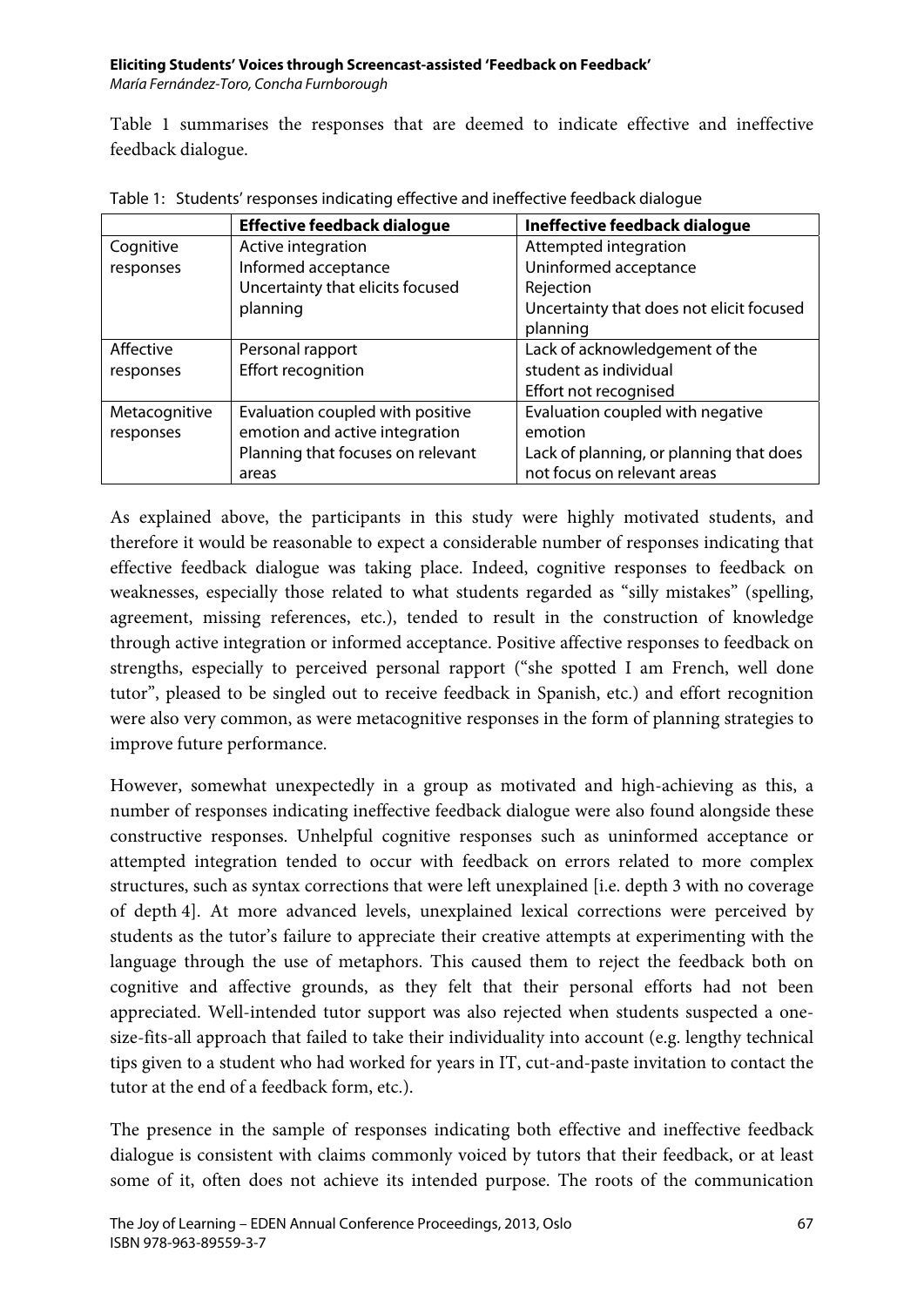Table 1 summarises the responses that are deemed to indicate effective and ineffective feedback dialogue.

Table 1: Students' responses indicating effective and ineffective feedback dialogue

| | **Effective feedback dialogue** | **Ineffective feedback dialogue** |
|---|---|---|
| Cognitive responses | Active integration<br>Informed acceptance<br>Uncertainty that elicits focused planning | Attempted integration<br>Uninformed acceptance<br>Rejection<br>Uncertainty that does not elicit focused planning |
| Affective responses | Personal rapport<br>Effort recognition | Lack of acknowledgement of the student as individual<br>Effort not recognised |
| Metacognitive responses | Evaluation coupled with positive emotion and active integration<br>Planning that focuses on relevant areas | Evaluation coupled with negative emotion<br>Lack of planning, or planning that does not focus on relevant areas |

As explained above, the participants in this study were highly motivated students, and therefore it would be reasonable to expect a considerable number of responses indicating that effective feedback dialogue was taking place. Indeed, cognitive responses to feedback on weaknesses, especially those related to what students regarded as "silly mistakes" (spelling, agreement, missing references, etc.), tended to result in the construction of knowledge through active integration or informed acceptance. Positive affective responses to feedback on strengths, especially to perceived personal rapport ("she spotted I am French, well done tutor", pleased to be singled out to receive feedback in Spanish, etc.) and effort recognition were also very common, as were metacognitive responses in the form of planning strategies to improve future performance.

However, somewhat unexpectedly in a group as motivated and high-achieving as this, a number of responses indicating ineffective feedback dialogue were also found alongside these constructive responses. Unhelpful cognitive responses such as uninformed acceptance or attempted integration tended to occur with feedback on errors related to more complex structures, such as syntax corrections that were left unexplained [i.e. depth 3 with no coverage of depth 4]. At more advanced levels, unexplained lexical corrections were perceived by students as the tutor's failure to appreciate their creative attempts at experimenting with the language through the use of metaphors. This caused them to reject the feedback both on cognitive and affective grounds, as they felt that their personal efforts had not been appreciated. Well-intended tutor support was also rejected when students suspected a one-size-fits-all approach that failed to take their individuality into account (e.g. lengthy technical tips given to a student who had worked for years in IT, cut-and-paste invitation to contact the tutor at the end of a feedback form, etc.).

The presence in the sample of responses indicating both effective and ineffective feedback dialogue is consistent with claims commonly voiced by tutors that their feedback, or at least some of it, often does not achieve its intended purpose. The roots of the communication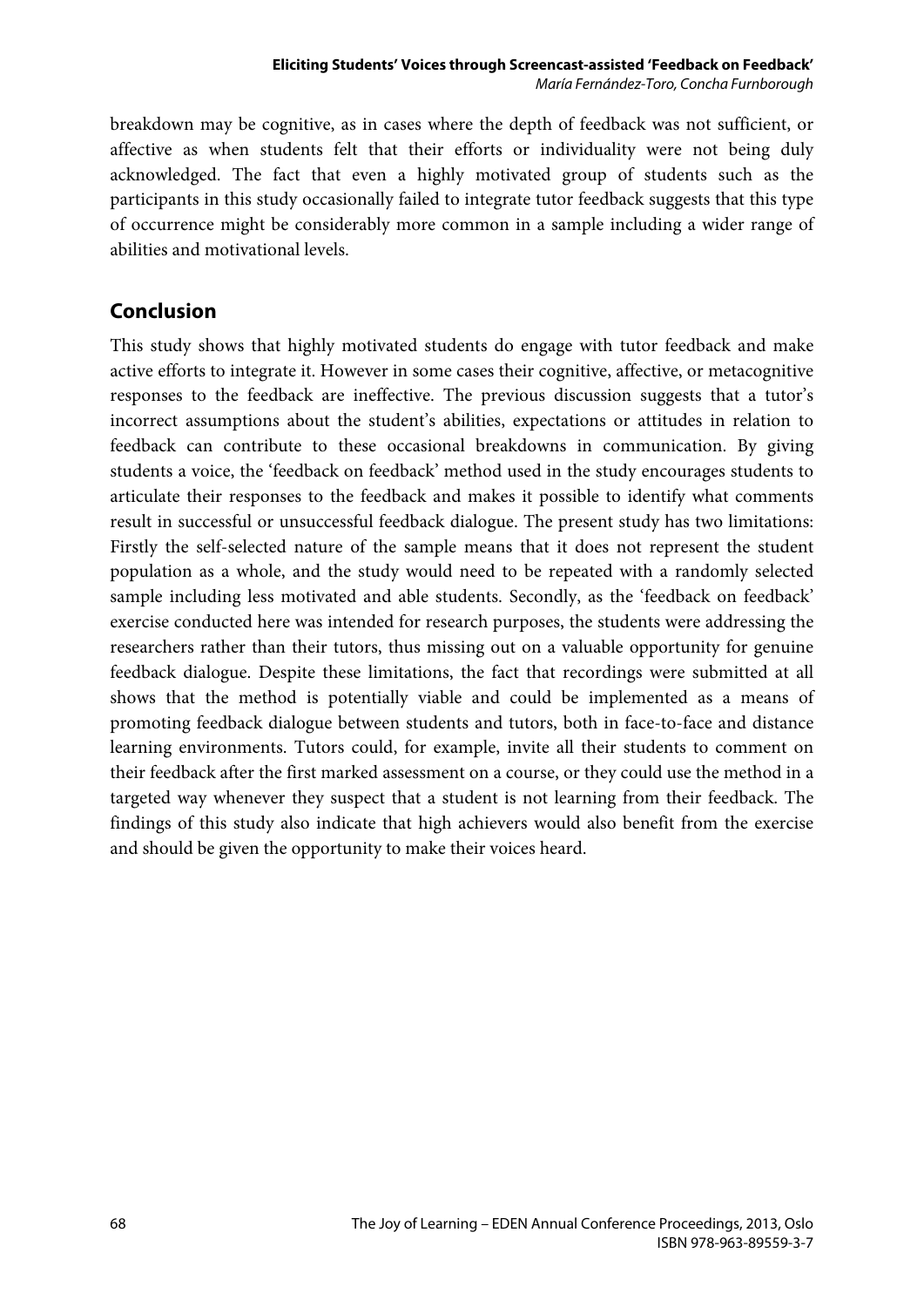breakdown may be cognitive, as in cases where the depth of feedback was not sufficient, or affective as when students felt that their efforts or individuality were not being duly acknowledged. The fact that even a highly motivated group of students such as the participants in this study occasionally failed to integrate tutor feedback suggests that this type of occurrence might be considerably more common in a sample including a wider range of abilities and motivational levels.

## Conclusion

This study shows that highly motivated students do engage with tutor feedback and make active efforts to integrate it. However in some cases their cognitive, affective, or metacognitive responses to the feedback are ineffective. The previous discussion suggests that a tutor's incorrect assumptions about the student's abilities, expectations or attitudes in relation to feedback can contribute to these occasional breakdowns in communication. By giving students a voice, the 'feedback on feedback' method used in the study encourages students to articulate their responses to the feedback and makes it possible to identify what comments result in successful or unsuccessful feedback dialogue. The present study has two limitations: Firstly the self-selected nature of the sample means that it does not represent the student population as a whole, and the study would need to be repeated with a randomly selected sample including less motivated and able students. Secondly, as the 'feedback on feedback' exercise conducted here was intended for research purposes, the students were addressing the researchers rather than their tutors, thus missing out on a valuable opportunity for genuine feedback dialogue. Despite these limitations, the fact that recordings were submitted at all shows that the method is potentially viable and could be implemented as a means of promoting feedback dialogue between students and tutors, both in face-to-face and distance learning environments. Tutors could, for example, invite all their students to comment on their feedback after the first marked assessment on a course, or they could use the method in a targeted way whenever they suspect that a student is not learning from their feedback. The findings of this study also indicate that high achievers would also benefit from the exercise and should be given the opportunity to make their voices heard.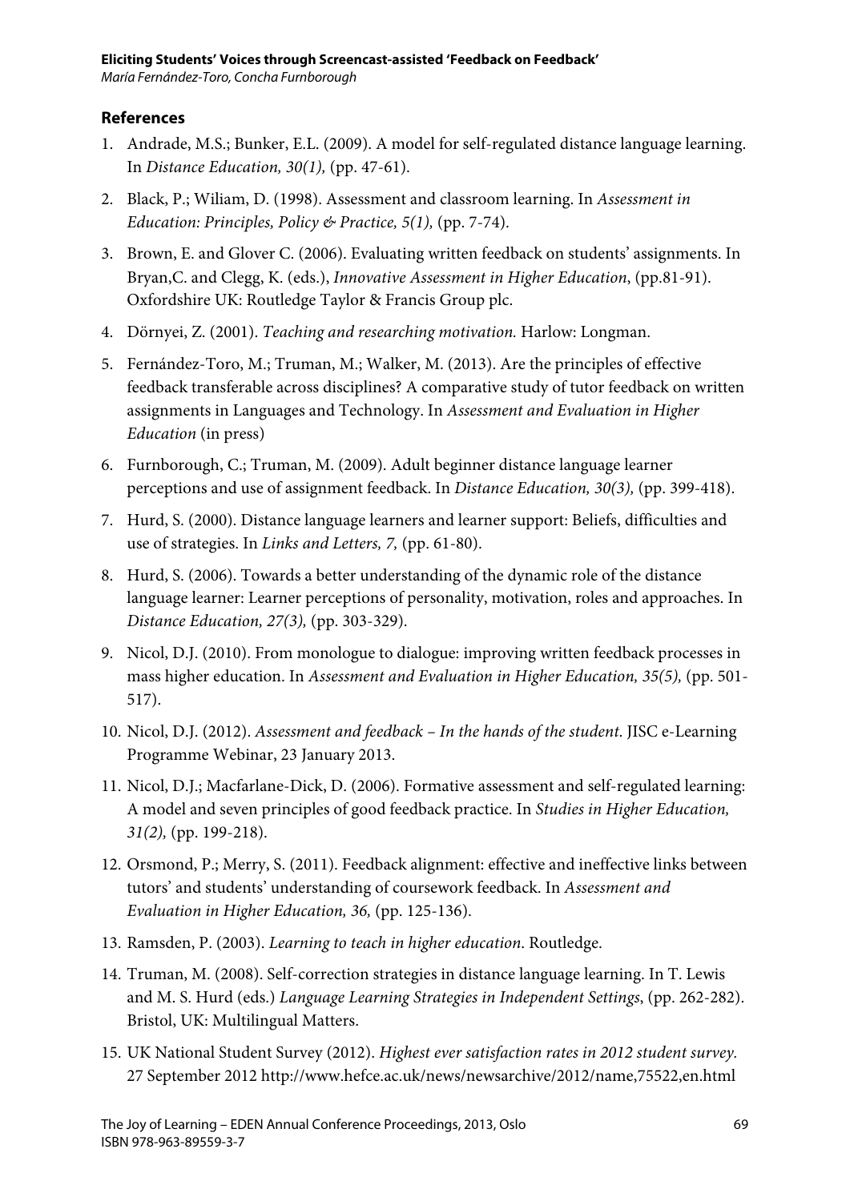## References

1. Andrade, M.S.; Bunker, E.L. (2009). A model for self-regulated distance language learning. In *Distance Education, 30(1),* (pp. 47-61).
2. Black, P.; Wiliam, D. (1998). Assessment and classroom learning. In *Assessment in Education: Principles, Policy & Practice, 5(1),* (pp. 7-74).
3. Brown, E. and Glover C. (2006). Evaluating written feedback on students' assignments. In Bryan,C. and Clegg, K. (eds.), *Innovative Assessment in Higher Education*, (pp.81-91). Oxfordshire UK: Routledge Taylor & Francis Group plc.
4. Dörnyei, Z. (2001). *Teaching and researching motivation.* Harlow: Longman.
5. Fernández-Toro, M.; Truman, M.; Walker, M. (2013). Are the principles of effective feedback transferable across disciplines? A comparative study of tutor feedback on written assignments in Languages and Technology. In *Assessment and Evaluation in Higher Education* (in press)
6. Furnborough, C.; Truman, M. (2009). Adult beginner distance language learner perceptions and use of assignment feedback. In *Distance Education, 30(3),* (pp. 399-418).
7. Hurd, S. (2000). Distance language learners and learner support: Beliefs, difficulties and use of strategies. In *Links and Letters, 7,* (pp. 61-80).
8. Hurd, S. (2006). Towards a better understanding of the dynamic role of the distance language learner: Learner perceptions of personality, motivation, roles and approaches. In *Distance Education, 27(3),* (pp. 303-329).
9. Nicol, D.J. (2010). From monologue to dialogue: improving written feedback processes in mass higher education. In *Assessment and Evaluation in Higher Education, 35(5),* (pp. 501-517).
10. Nicol, D.J. (2012). *Assessment and feedback – In the hands of the student.* JISC e-Learning Programme Webinar, 23 January 2013.
11. Nicol, D.J.; Macfarlane-Dick, D. (2006). Formative assessment and self-regulated learning: A model and seven principles of good feedback practice. In *Studies in Higher Education, 31(2),* (pp. 199-218).
12. Orsmond, P.; Merry, S. (2011). Feedback alignment: effective and ineffective links between tutors' and students' understanding of coursework feedback. In *Assessment and Evaluation in Higher Education, 36,* (pp. 125-136).
13. Ramsden, P. (2003). *Learning to teach in higher education.* Routledge.
14. Truman, M. (2008). Self-correction strategies in distance language learning. In T. Lewis and M. S. Hurd (eds.) *Language Learning Strategies in Independent Settings*, (pp. 262-282). Bristol, UK: Multilingual Matters.
15. UK National Student Survey (2012). *Highest ever satisfaction rates in 2012 student survey.* 27 September 2012 http://www.hefce.ac.uk/news/newsarchive/2012/name,75522,en.html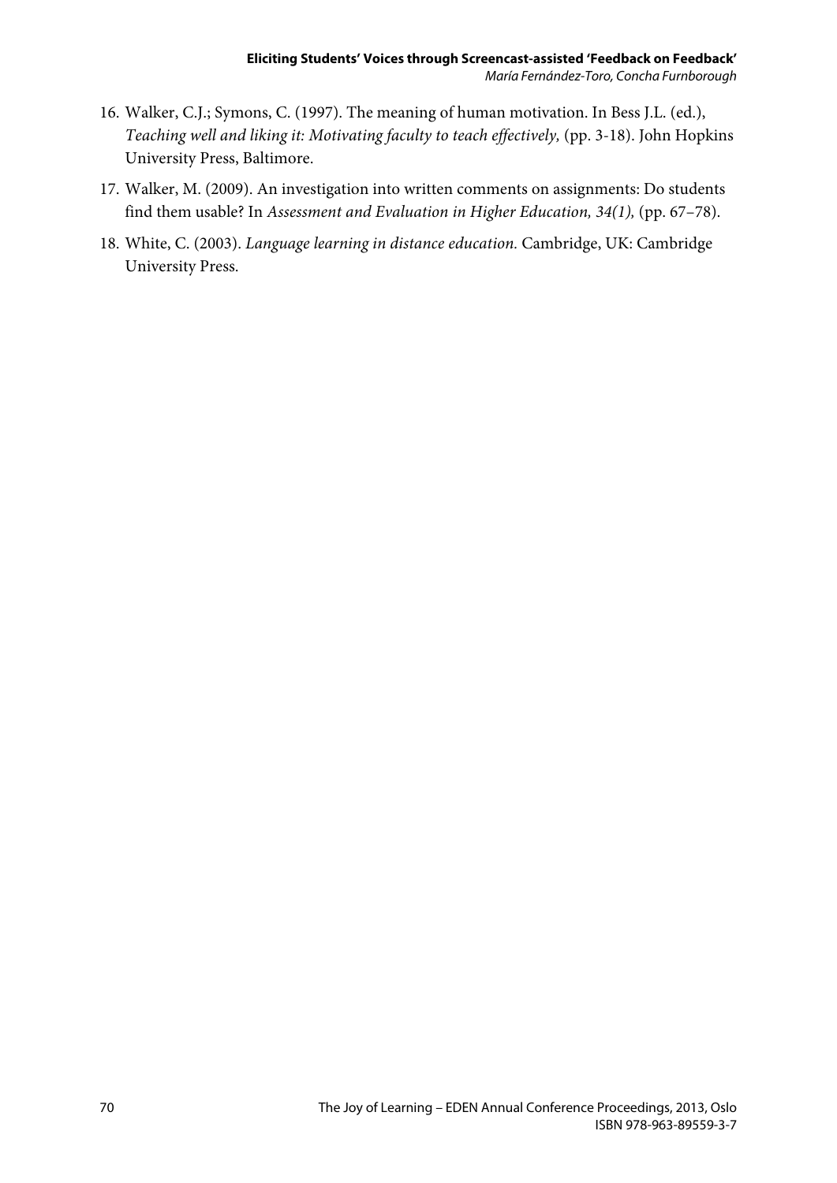16. Walker, C.J.; Symons, C. (1997). The meaning of human motivation. In Bess J.L. (ed.), *Teaching well and liking it: Motivating faculty to teach effectively,* (pp. 3-18). John Hopkins University Press, Baltimore.

17. Walker, M. (2009). An investigation into written comments on assignments: Do students find them usable? In *Assessment and Evaluation in Higher Education, 34(1),* (pp. 67–78).

18. White, C. (2003). *Language learning in distance education.* Cambridge, UK: Cambridge University Press.